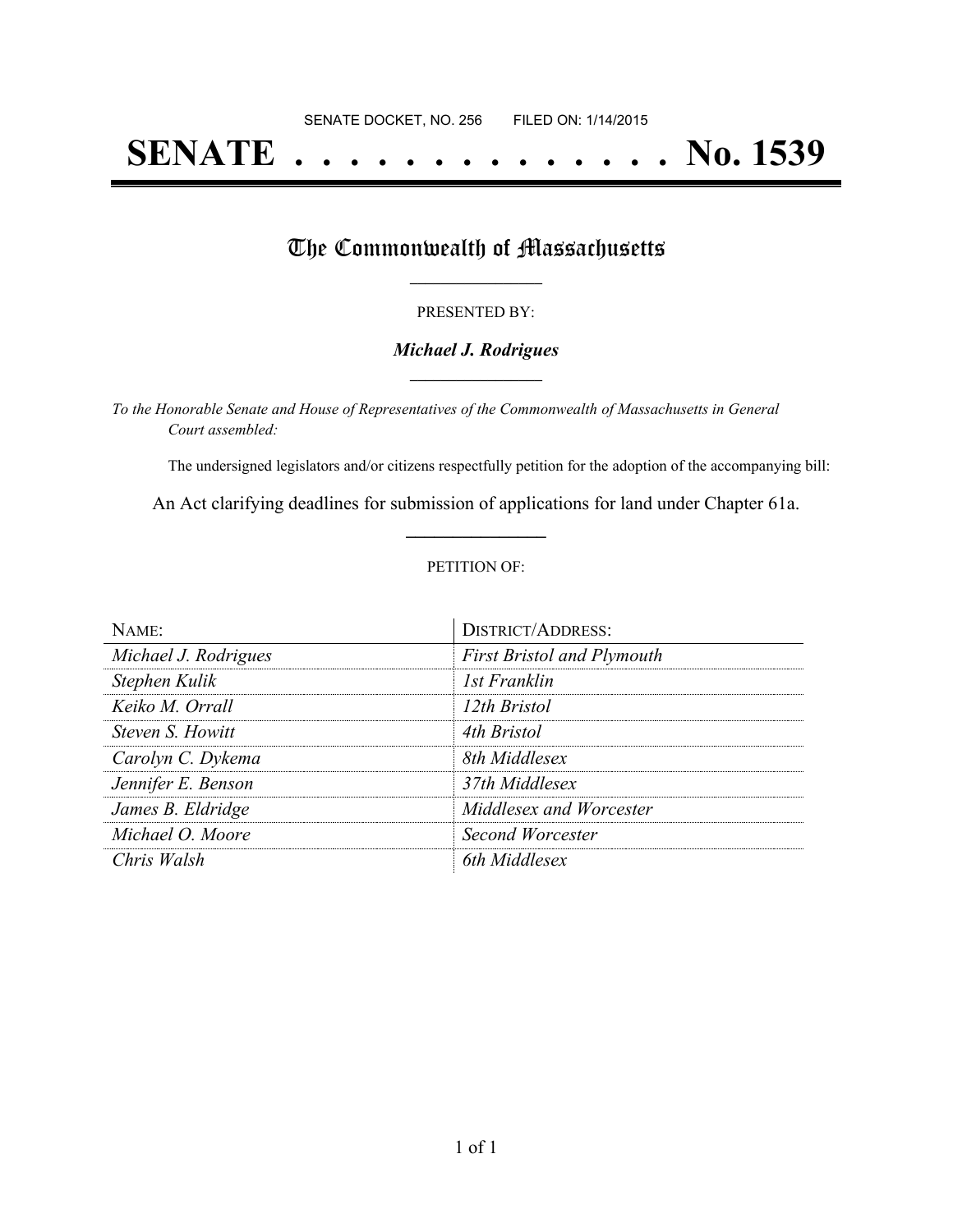SENATE DOCKET, NO. 256        FILED ON: 1/14/2015

# SENATE . . . . . . . . . . . . . . No. 1539

## The Commonwealth of Massachusetts

PRESENTED BY:

***Michael J. Rodrigues***

*To the Honorable Senate and House of Representatives of the Commonwealth of Massachusetts in General Court assembled:*

The undersigned legislators and/or citizens respectfully petition for the adoption of the accompanying bill:

An Act clarifying deadlines for submission of applications for land under Chapter 61a.

PETITION OF:

| NAME: | DISTRICT/ADDRESS: |
|---|---|
| *Michael J. Rodrigues* | *First Bristol and Plymouth* |
| *Stephen Kulik* | *1st Franklin* |
| *Keiko M. Orrall* | *12th Bristol* |
| *Steven S. Howitt* | *4th Bristol* |
| *Carolyn C. Dykema* | *8th Middlesex* |
| *Jennifer E. Benson* | *37th Middlesex* |
| *James B. Eldridge* | *Middlesex and Worcester* |
| *Michael O. Moore* | *Second Worcester* |
| *Chris Walsh* | *6th Middlesex* |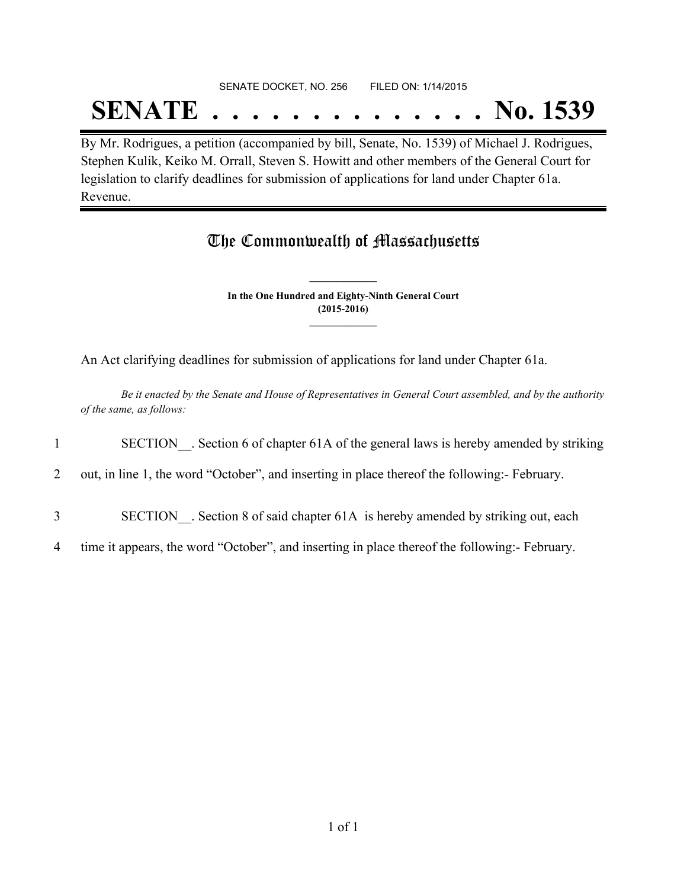SENATE DOCKET, NO. 256        FILED ON: 1/14/2015

# SENATE . . . . . . . . . . . . . . No. 1539

By Mr. Rodrigues, a petition (accompanied by bill, Senate, No. 1539) of Michael J. Rodrigues, Stephen Kulik, Keiko M. Orrall, Steven S. Howitt and other members of the General Court for legislation to clarify deadlines for submission of applications for land under Chapter 61a. Revenue.

## The Commonwealth of Massachusetts

**In the One Hundred and Eighty-Ninth General Court**
**(2015-2016)**

An Act clarifying deadlines for submission of applications for land under Chapter 61a.

*Be it enacted by the Senate and House of Representatives in General Court assembled, and by the authority of the same, as follows:*

1 SECTION__. Section 6 of chapter 61A of the general laws is hereby amended by striking
2 out, in line 1, the word "October", and inserting in place thereof the following:- February.

3 SECTION__. Section 8 of said chapter 61A is hereby amended by striking out, each
4 time it appears, the word "October", and inserting in place thereof the following:- February.